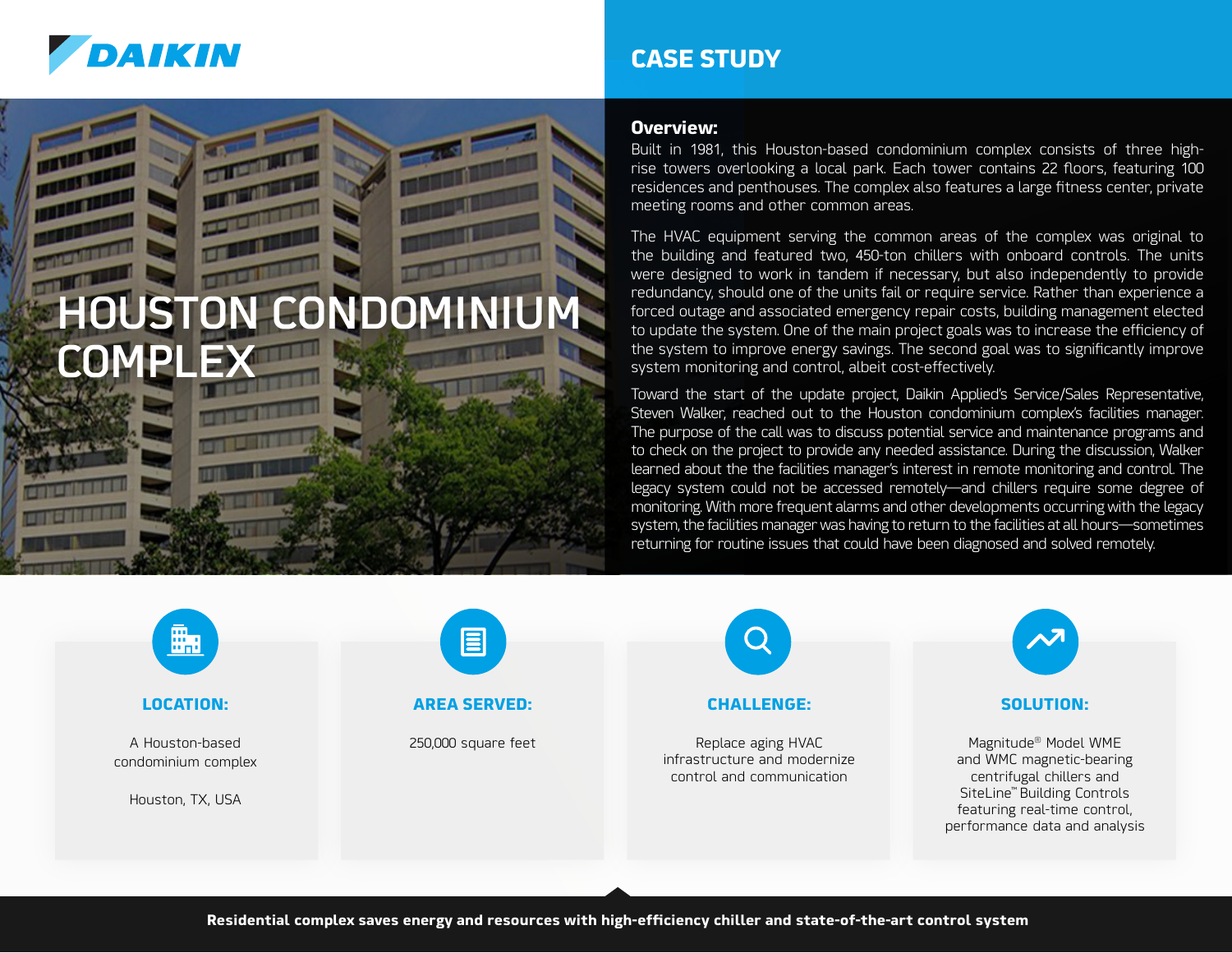DAIKIN

# CASE STUDY

# HOUSTON CONDOMINIUM COMPLEX

## Overview:

Built in 1981, this Houston-based condominium complex consists of three high-rise towers overlooking a local park. Each tower contains 22 floors, featuring 100 residences and penthouses. The complex also features a large fitness center, private meeting rooms and other common areas.

The HVAC equipment serving the common areas of the complex was original to the building and featured two, 450-ton chillers with onboard controls. The units were designed to work in tandem if necessary, but also independently to provide redundancy, should one of the units fail or require service. Rather than experience a forced outage and associated emergency repair costs, building management elected to update the system. One of the main project goals was to increase the efficiency of the system to improve energy savings. The second goal was to significantly improve system monitoring and control, albeit cost-effectively.

Toward the start of the update project, Daikin Applied's Service/Sales Representative, Steven Walker, reached out to the Houston condominium complex's facilities manager. The purpose of the call was to discuss potential service and maintenance programs and to check on the project to provide any needed assistance. During the discussion, Walker learned about the the facilities manager's interest in remote monitoring and control. The legacy system could not be accessed remotely—and chillers require some degree of monitoring. With more frequent alarms and other developments occurring with the legacy system, the facilities manager was having to return to the facilities at all hours—sometimes returning for routine issues that could have been diagnosed and solved remotely.

### LOCATION:

A Houston-based condominium complex

Houston, TX, USA

### AREA SERVED:

250,000 square feet

### CHALLENGE:

Replace aging HVAC infrastructure and modernize control and communication

### SOLUTION:

Magnitude® Model WME and WMC magnetic-bearing centrifugal chillers and SiteLine™ Building Controls featuring real-time control, performance data and analysis

**Residential complex saves energy and resources with high-efficiency chiller and state-of-the-art control system**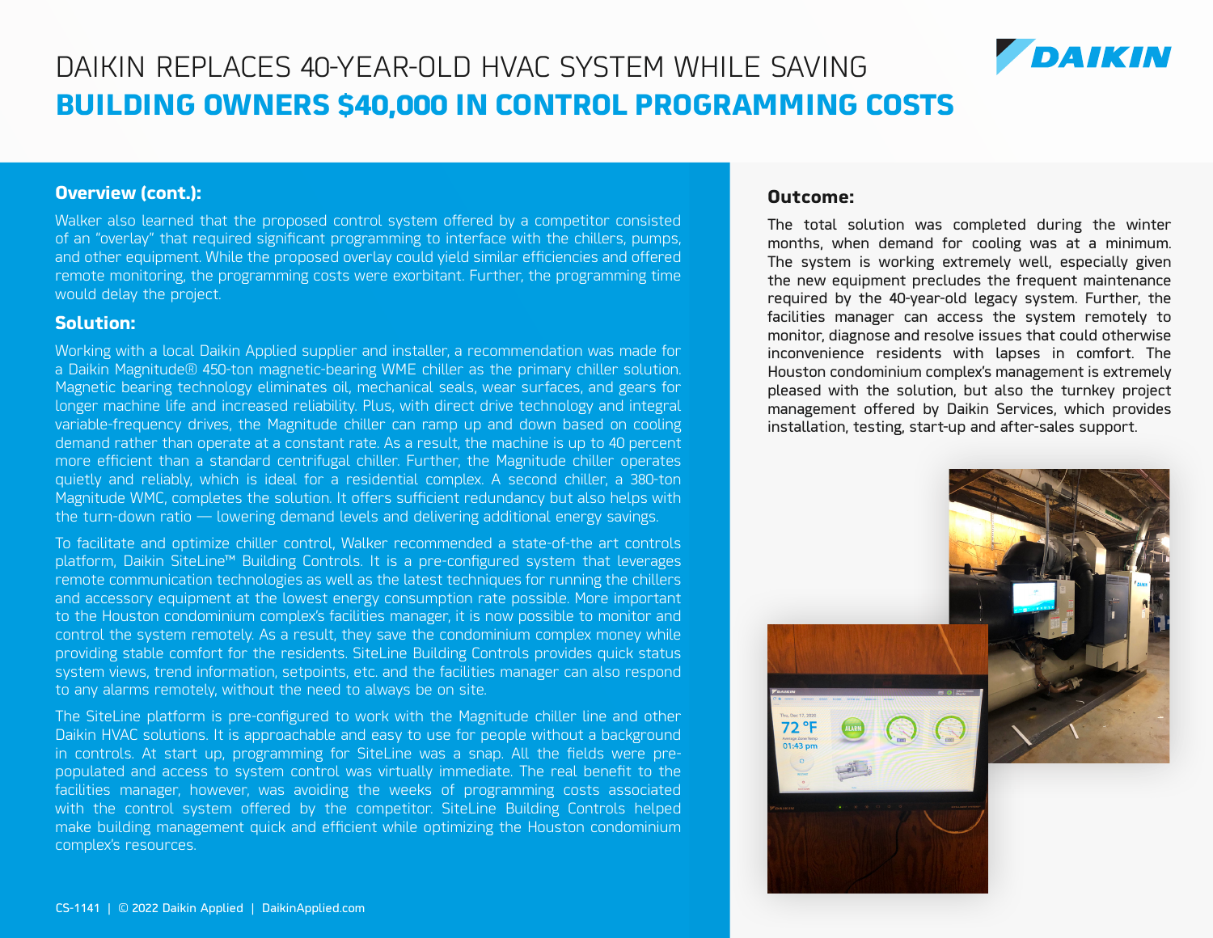# DAIKIN REPLACES 40-YEAR-OLD HVAC SYSTEM WHILE SAVING **BUILDING OWNERS $40,000 IN CONTROL PROGRAMMING COSTS**

## Overview (cont.):

Walker also learned that the proposed control system offered by a competitor consisted of an "overlay" that required significant programming to interface with the chillers, pumps, and other equipment. While the proposed overlay could yield similar efficiencies and offered remote monitoring, the programming costs were exorbitant. Further, the programming time would delay the project.

## Solution:

Working with a local Daikin Applied supplier and installer, a recommendation was made for a Daikin Magnitude® 450-ton magnetic-bearing WME chiller as the primary chiller solution. Magnetic bearing technology eliminates oil, mechanical seals, wear surfaces, and gears for longer machine life and increased reliability. Plus, with direct drive technology and integral variable-frequency drives, the Magnitude chiller can ramp up and down based on cooling demand rather than operate at a constant rate. As a result, the machine is up to 40 percent more efficient than a standard centrifugal chiller. Further, the Magnitude chiller operates quietly and reliably, which is ideal for a residential complex. A second chiller, a 380-ton Magnitude WMC, completes the solution. It offers sufficient redundancy but also helps with the turn-down ratio — lowering demand levels and delivering additional energy savings.

To facilitate and optimize chiller control, Walker recommended a state-of-the art controls platform, Daikin SiteLine™ Building Controls. It is a pre-configured system that leverages remote communication technologies as well as the latest techniques for running the chillers and accessory equipment at the lowest energy consumption rate possible. More important to the Houston condominium complex's facilities manager, it is now possible to monitor and control the system remotely. As a result, they save the condominium complex money while providing stable comfort for the residents. SiteLine Building Controls provides quick status system views, trend information, setpoints, etc. and the facilities manager can also respond to any alarms remotely, without the need to always be on site.

The SiteLine platform is pre-configured to work with the Magnitude chiller line and other Daikin HVAC solutions. It is approachable and easy to use for people without a background in controls. At start up, programming for SiteLine was a snap. All the fields were pre-populated and access to system control was virtually immediate. The real benefit to the facilities manager, however, was avoiding the weeks of programming costs associated with the control system offered by the competitor. SiteLine Building Controls helped make building management quick and efficient while optimizing the Houston condominium complex's resources.

## Outcome:

The total solution was completed during the winter months, when demand for cooling was at a minimum. The system is working extremely well, especially given the new equipment precludes the frequent maintenance required by the 40-year-old legacy system. Further, the facilities manager can access the system remotely to monitor, diagnose and resolve issues that could otherwise inconvenience residents with lapses in comfort. The Houston condominium complex's management is extremely pleased with the solution, but also the turnkey project management offered by Daikin Services, which provides installation, testing, start-up and after-sales support.

CS-1141 | © 2022 Daikin Applied | DaikinApplied.com